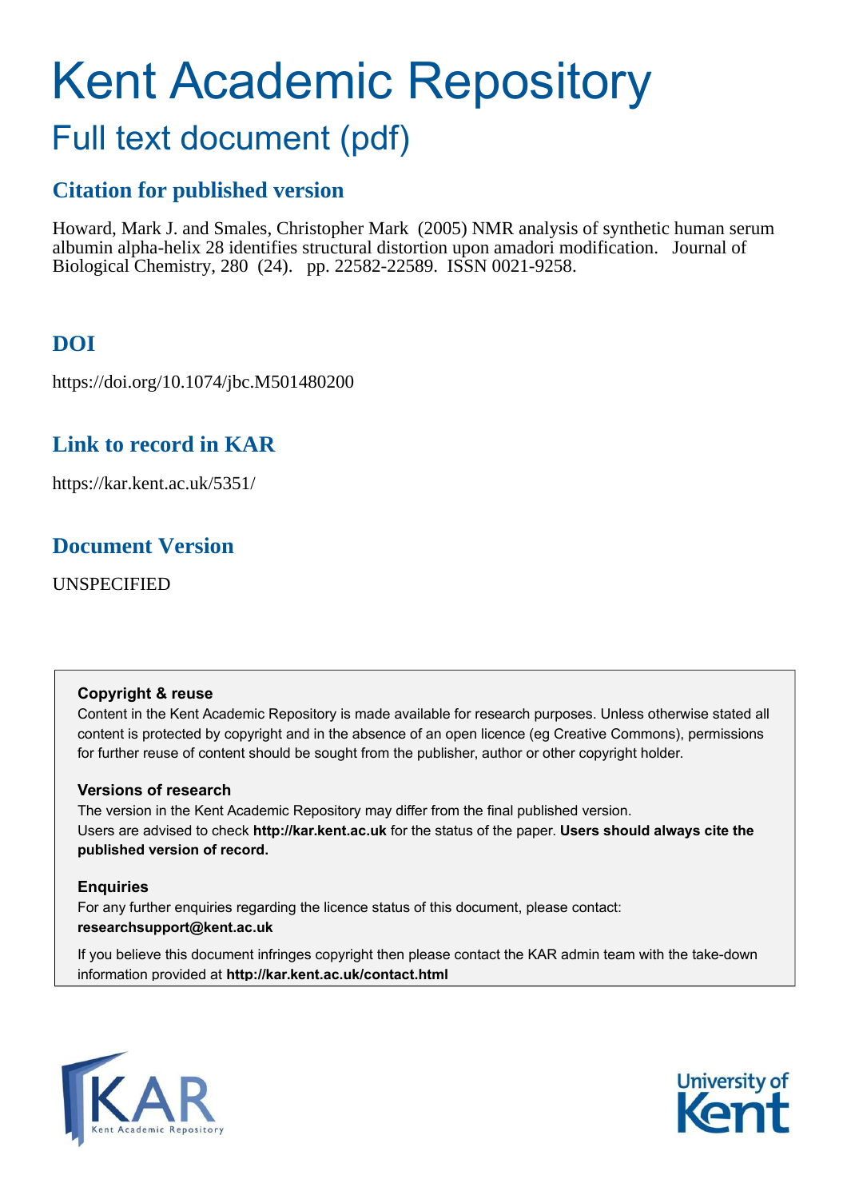# Kent Academic Repository

## Full text document (pdf)

### Citation for published version

Howard, Mark J. and Smales, Christopher Mark (2005) NMR analysis of synthetic human serum albumin alpha-helix 28 identifies structural distortion upon amadori modification. Journal of Biological Chemistry, 280 (24). pp. 22582-22589. ISSN 0021-9258.

### DOI

https://doi.org/10.1074/jbc.M501480200

### Link to record in KAR

https://kar.kent.ac.uk/5351/

### Document Version

UNSPECIFIED

**Copyright & reuse**

Content in the Kent Academic Repository is made available for research purposes. Unless otherwise stated all content is protected by copyright and in the absence of an open licence (eg Creative Commons), permissions for further reuse of content should be sought from the publisher, author or other copyright holder.

**Versions of research**

The version in the Kent Academic Repository may differ from the final published version. Users are advised to check **http://kar.kent.ac.uk** for the status of the paper. **Users should always cite the published version of record.**

**Enquiries**

For any further enquiries regarding the licence status of this document, please contact: **researchsupport@kent.ac.uk**

If you believe this document infringes copyright then please contact the KAR admin team with the take-down information provided at **http://kar.kent.ac.uk/contact.html**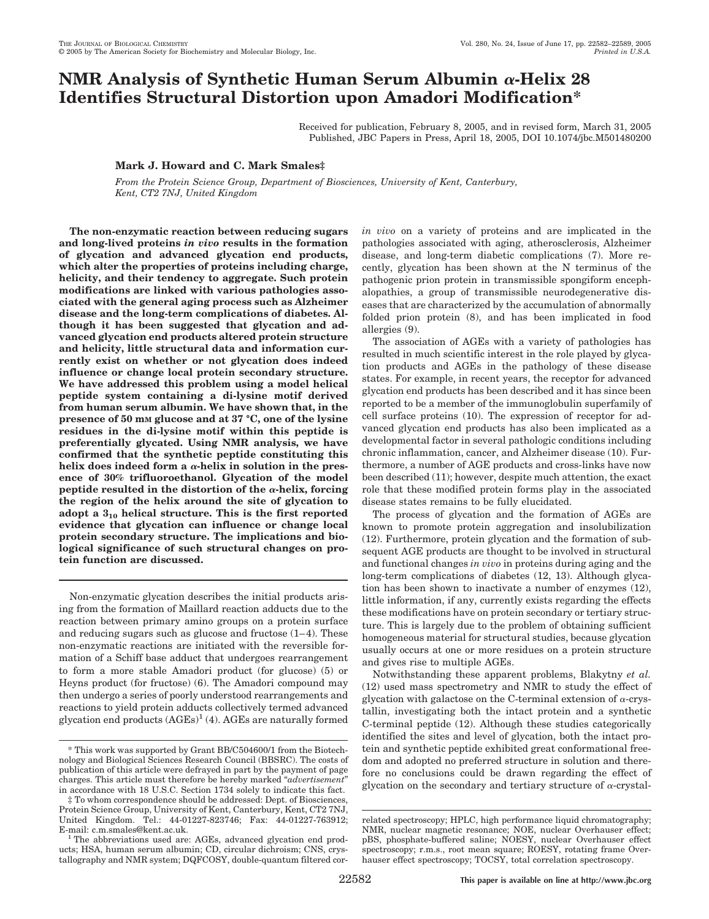# NMR Analysis of Synthetic Human Serum Albumin α-Helix 28 Identifies Structural Distortion upon Amadori Modification*

Received for publication, February 8, 2005, and in revised form, March 31, 2005
Published, JBC Papers in Press, April 18, 2005, DOI 10.1074/jbc.M501480200

**Mark J. Howard and C. Mark Smales‡**

*From the Protein Science Group, Department of Biosciences, University of Kent, Canterbury, Kent, CT2 7NJ, United Kingdom*

**The non-enzymatic reaction between reducing sugars and long-lived proteins *in vivo* results in the formation of glycation and advanced glycation end products, which alter the properties of proteins including charge, helicity, and their tendency to aggregate. Such protein modifications are linked with various pathologies associated with the general aging process such as Alzheimer disease and the long-term complications of diabetes. Although it has been suggested that glycation and advanced glycation end products altered protein structure and helicity, little structural data and information currently exist on whether or not glycation does indeed influence or change local protein secondary structure. We have addressed this problem using a model helical peptide system containing a di-lysine motif derived from human serum albumin. We have shown that, in the presence of 50 mM glucose and at 37 °C, one of the lysine residues in the di-lysine motif within this peptide is preferentially glycated. Using NMR analysis, we have confirmed that the synthetic peptide constituting this helix does indeed form a α-helix in solution in the presence of 30% trifluoroethanol. Glycation of the model peptide resulted in the distortion of the α-helix, forcing the region of the helix around the site of glycation to adopt a $3_{10}$ helical structure. This is the first reported evidence that glycation can influence or change local protein secondary structure. The implications and biological significance of such structural changes on protein function are discussed.**

Non-enzymatic glycation describes the initial products arising from the formation of Maillard reaction adducts due to the reaction between primary amino groups on a protein surface and reducing sugars such as glucose and fructose (1–4). These non-enzymatic reactions are initiated with the reversible formation of a Schiff base adduct that undergoes rearrangement to form a more stable Amadori product (for glucose) (5) or Heyns product (for fructose) (6). The Amadori compound may then undergo a series of poorly understood rearrangements and reactions to yield protein adducts collectively termed advanced glycation end products (AGEs)[1] (4). AGEs are naturally formed *in vivo* on a variety of proteins and are implicated in the pathologies associated with aging, atherosclerosis, Alzheimer disease, and long-term diabetic complications (7). More recently, glycation has been shown at the N terminus of the pathogenic prion protein in transmissible spongiform encephalopathies, a group of transmissible neurodegenerative diseases that are characterized by the accumulation of abnormally folded prion protein (8), and has been implicated in food allergies (9).

The association of AGEs with a variety of pathologies has resulted in much scientific interest in the role played by glycation products and AGEs in the pathology of these disease states. For example, in recent years, the receptor for advanced glycation end products has been described and it has since been reported to be a member of the immunoglobulin superfamily of cell surface proteins (10). The expression of receptor for advanced glycation end products has also been implicated as a developmental factor in several pathologic conditions including chronic inflammation, cancer, and Alzheimer disease (10). Furthermore, a number of AGE products and cross-links have now been described (11); however, despite much attention, the exact role that these modified protein forms play in the associated disease states remains to be fully elucidated.

The process of glycation and the formation of AGEs are known to promote protein aggregation and insolubilization (12). Furthermore, protein glycation and the formation of subsequent AGE products are thought to be involved in structural and functional changes *in vivo* in proteins during aging and the long-term complications of diabetes (12, 13). Although glycation has been shown to inactivate a number of enzymes (12), little information, if any, currently exists regarding the effects these modifications have on protein secondary or tertiary structure. This is largely due to the problem of obtaining sufficient homogeneous material for structural studies, because glycation usually occurs at one or more residues on a protein structure and gives rise to multiple AGEs.

Notwithstanding these apparent problems, Blakytny *et al.* (12) used mass spectrometry and NMR to study the effect of glycation with galactose on the C-terminal extension of α-crystallin, investigating both the intact protein and a synthetic C-terminal peptide (12). Although these studies categorically identified the sites and level of glycation, both the intact protein and synthetic peptide exhibited great conformational freedom and adopted no preferred structure in solution and therefore no conclusions could be drawn regarding the effect of glycation on the secondary and tertiary structure of α-crystal-

\* This work was supported by Grant BB/C504600/1 from the Biotechnology and Biological Sciences Research Council (BBSRC). The costs of publication of this article were defrayed in part by the payment of page charges. This article must therefore be hereby marked "*advertisement*" in accordance with 18 U.S.C. Section 1734 solely to indicate this fact.

‡ To whom correspondence should be addressed: Dept. of Biosciences, Protein Science Group, University of Kent, Canterbury, Kent, CT2 7NJ, United Kingdom. Tel.: 44-01227-823746; Fax: 44-01227-763912; E-mail: c.m.smales@kent.ac.uk.

[1] The abbreviations used are: AGEs, advanced glycation end products; HSA, human serum albumin; CD, circular dichroism; CNS, crystallography and NMR system; DQFCOSY, double-quantum filtered correlated spectroscopy; HPLC, high performance liquid chromatography; NMR, nuclear magnetic resonance; NOE, nuclear Overhauser effect; pBS, phosphate-buffered saline; NOESY, nuclear Overhauser effect spectroscopy; r.m.s., root mean square; ROESY, rotating frame Overhauser effect spectroscopy; TOCSY, total correlation spectroscopy.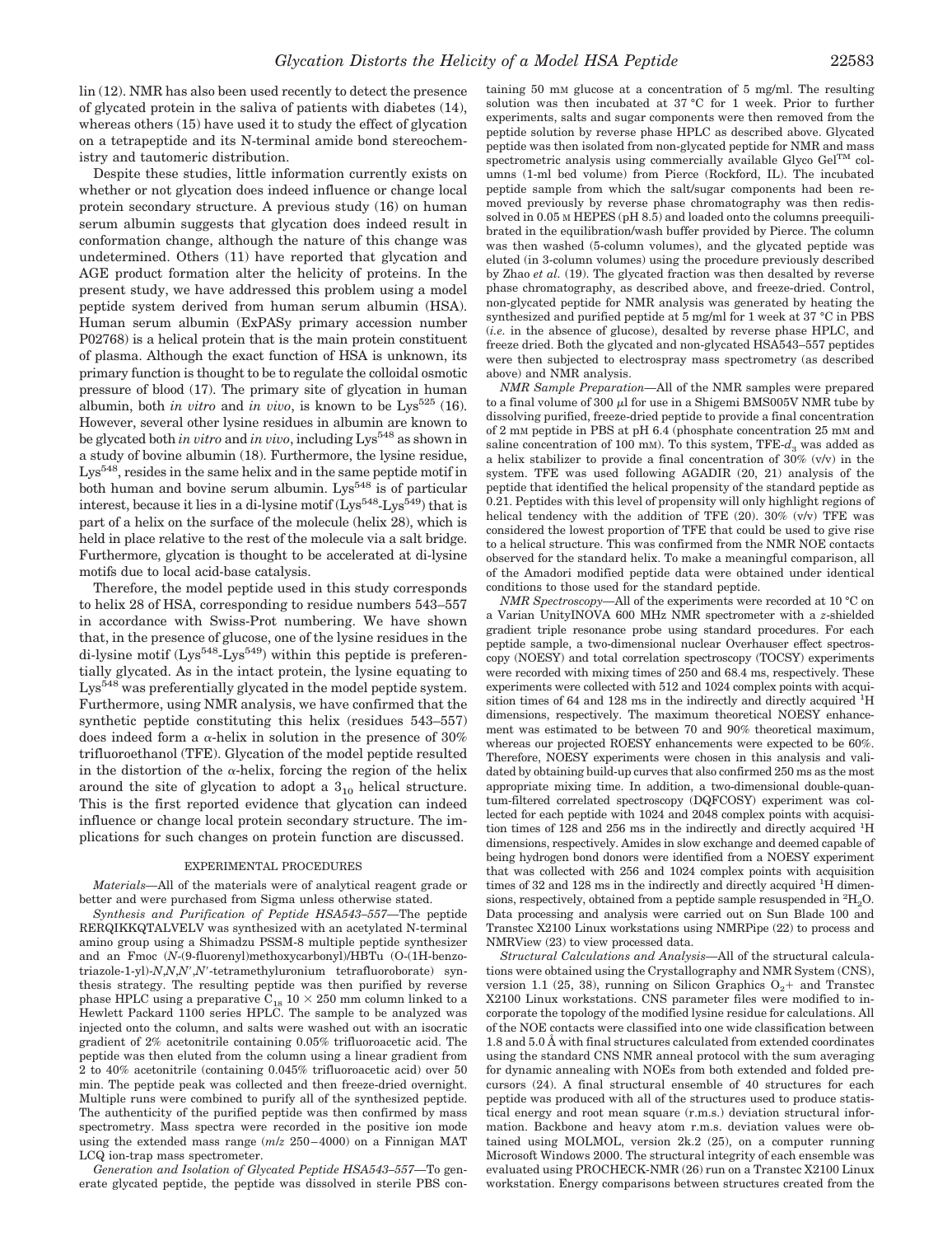lin (12). NMR has also been used recently to detect the presence of glycated protein in the saliva of patients with diabetes (14), whereas others (15) have used it to study the effect of glycation on a tetrapeptide and its N-terminal amide bond stereochemistry and tautomeric distribution.

Despite these studies, little information currently exists on whether or not glycation does indeed influence or change local protein secondary structure. A previous study (16) on human serum albumin suggests that glycation does indeed result in conformation change, although the nature of this change was undetermined. Others (11) have reported that glycation and AGE product formation alter the helicity of proteins. In the present study, we have addressed this problem using a model peptide system derived from human serum albumin (HSA). Human serum albumin (ExPASy primary accession number P02768) is a helical protein that is the main protein constituent of plasma. Although the exact function of HSA is unknown, its primary function is thought to be to regulate the colloidal osmotic pressure of blood (17). The primary site of glycation in human albumin, both *in vitro* and *in vivo*, is known to be $Lys^{525}$ (16). However, several other lysine residues in albumin are known to be glycated both *in vitro* and *in vivo*, including $Lys^{548}$ as shown in a study of bovine albumin (18). Furthermore, the lysine residue, $Lys^{548}$, resides in the same helix and in the same peptide motif in both human and bovine serum albumin. $Lys^{548}$ is of particular interest, because it lies in a di-lysine motif ($Lys^{548}$-$Lys^{549}$) that is part of a helix on the surface of the molecule (helix 28), which is held in place relative to the rest of the molecule via a salt bridge. Furthermore, glycation is thought to be accelerated at di-lysine motifs due to local acid-base catalysis.

Therefore, the model peptide used in this study corresponds to helix 28 of HSA, corresponding to residue numbers 543–557 in accordance with Swiss-Prot numbering. We have shown that, in the presence of glucose, one of the lysine residues in the di-lysine motif ($Lys^{548}$-$Lys^{549}$) within this peptide is preferentially glycated. As in the intact protein, the lysine equating to $Lys^{548}$ was preferentially glycated in the model peptide system. Furthermore, using NMR analysis, we have confirmed that the synthetic peptide constituting this helix (residues 543–557) does indeed form a $\alpha$-helix in solution in the presence of 30% trifluoroethanol (TFE). Glycation of the model peptide resulted in the distortion of the $\alpha$-helix, forcing the region of the helix around the site of glycation to adopt a $3_{10}$ helical structure. This is the first reported evidence that glycation can indeed influence or change local protein secondary structure. The implications for such changes on protein function are discussed.

## EXPERIMENTAL PROCEDURES

*Materials*—All of the materials were of analytical reagent grade or better and were purchased from Sigma unless otherwise stated.

*Synthesis and Purification of Peptide HSA543–557*—The peptide RERQIKKQTALVELV was synthesized with an acetylated N-terminal amino group using a Shimadzu PSSM-8 multiple peptide synthesizer and an Fmoc (*N*-(9-fluorenyl)methoxycarbonyl)/HBTu (O-(1H-benzotriazole-1-yl)-*N*,*N*,*N*′,*N*′-tetramethyluronium tetrafluoroborate) synthesis strategy. The resulting peptide was then purified by reverse phase HPLC using a preparative $C_{18}$ 10 × 250 mm column linked to a Hewlett Packard 1100 series HPLC. The sample to be analyzed was injected onto the column, and salts were washed out with an isocratic gradient of 2% acetonitrile containing 0.05% trifluoroacetic acid. The peptide was then eluted from the column using a linear gradient from 2 to 40% acetonitrile (containing 0.045% trifluoroacetic acid) over 50 min. The peptide peak was collected and then freeze-dried overnight. Multiple runs were combined to purify all of the synthesized peptide. The authenticity of the purified peptide was then confirmed by mass spectrometry. Mass spectra were recorded in the positive ion mode using the extended mass range (*m/z* 250–4000) on a Finnigan MAT LCQ ion-trap mass spectrometer.

*Generation and Isolation of Glycated Peptide HSA543–557*—To generate glycated peptide, the peptide was dissolved in sterile PBS containing 50 mM glucose at a concentration of 5 mg/ml. The resulting solution was then incubated at 37 °C for 1 week. Prior to further experiments, salts and sugar components were then removed from the peptide solution by reverse phase HPLC as described above. Glycated peptide was then isolated from non-glycated peptide for NMR and mass spectrometric analysis using commercially available Glyco Gel™ columns (1-ml bed volume) from Pierce (Rockford, IL). The incubated peptide sample from which the salt/sugar components had been removed previously by reverse phase chromatography was then redissolved in 0.05 M HEPES (pH 8.5) and loaded onto the columns preequilibrated in the equilibration/wash buffer provided by Pierce. The column was then washed (5-column volumes), and the glycated peptide was eluted (in 3-column volumes) using the procedure previously described by Zhao *et al.* (19). The glycated fraction was then desalted by reverse phase chromatography, as described above, and freeze-dried. Control, non-glycated peptide for NMR analysis was generated by heating the synthesized and purified peptide at 5 mg/ml for 1 week at 37 °C in PBS (*i.e.* in the absence of glucose), desalted by reverse phase HPLC, and freeze dried. Both the glycated and non-glycated HSA543–557 peptides were then subjected to electrospray mass spectrometry (as described above) and NMR analysis.

*NMR Sample Preparation*—All of the NMR samples were prepared to a final volume of 300 μl for use in a Shigemi BMS005V NMR tube by dissolving purified, freeze-dried peptide to provide a final concentration of 2 mM peptide in PBS at pH 6.4 (phosphate concentration 25 mM and saline concentration of 100 mM). To this system, TFE-$d_3$ was added as a helix stabilizer to provide a final concentration of 30% (v/v) in the system. TFE was used following AGADIR (20, 21) analysis of the peptide that identified the helical propensity of the standard peptide as 0.21. Peptides with this level of propensity will only highlight regions of helical tendency with the addition of TFE (20). 30% (v/v) TFE was considered the lowest proportion of TFE that could be used to give rise to a helical structure. This was confirmed from the NMR NOE contacts observed for the standard helix. To make a meaningful comparison, all of the Amadori modified peptide data were obtained under identical conditions to those used for the standard peptide.

*NMR Spectroscopy*—All of the experiments were recorded at 10 °C on a Varian UnityINOVA 600 MHz NMR spectrometer with a *z*-shielded gradient triple resonance probe using standard procedures. For each peptide sample, a two-dimensional nuclear Overhauser effect spectroscopy (NOESY) and total correlation spectroscopy (TOCSY) experiments were recorded with mixing times of 250 and 68.4 ms, respectively. These experiments were collected with 512 and 1024 complex points with acquisition times of 64 and 128 ms in the indirectly and directly acquired $^1H$ dimensions, respectively. The maximum theoretical NOESY enhancement was estimated to be between 70 and 90% theoretical maximum, whereas our projected ROESY enhancements were expected to be 60%. Therefore, NOESY experiments were chosen in this analysis and validated by obtaining build-up curves that also confirmed 250 ms as the most appropriate mixing time. In addition, a two-dimensional double-quantum-filtered correlated spectroscopy (DQFCOSY) experiment was collected for each peptide with 1024 and 2048 complex points with acquisition times of 128 and 256 ms in the indirectly and directly acquired $^1H$ dimensions, respectively. Amides in slow exchange and deemed capable of being hydrogen bond donors were identified from a NOESY experiment that was collected with 256 and 1024 complex points with acquisition times of 32 and 128 ms in the indirectly and directly acquired $^1H$ dimensions, respectively, obtained from a peptide sample resuspended in $^2H_2O$. Data processing and analysis were carried out on Sun Blade 100 and Transtec X2100 Linux workstations using NMRPipe (22) to process and NMRView (23) to view processed data.

*Structural Calculations and Analysis*—All of the structural calculations were obtained using the Crystallography and NMR System (CNS), version 1.1 (25, 38), running on Silicon Graphics $O_2$+ and Transtec X2100 Linux workstations. CNS parameter files were modified to incorporate the topology of the modified lysine residue for calculations. All of the NOE contacts were classified into one wide classification between 1.8 and 5.0 Å with final structures calculated from extended coordinates using the standard CNS NMR anneal protocol with the sum averaging for dynamic annealing with NOEs from both extended and folded precursors (24). A final structural ensemble of 40 structures for each peptide was produced with all of the structures used to produce statistical energy and root mean square (r.m.s.) deviation structural information. Backbone and heavy atom r.m.s. deviation values were obtained using MOLMOL, version 2k.2 (25), on a computer running Microsoft Windows 2000. The structural integrity of each ensemble was evaluated using PROCHECK-NMR (26) run on a Transtec X2100 Linux workstation. Energy comparisons between structures created from the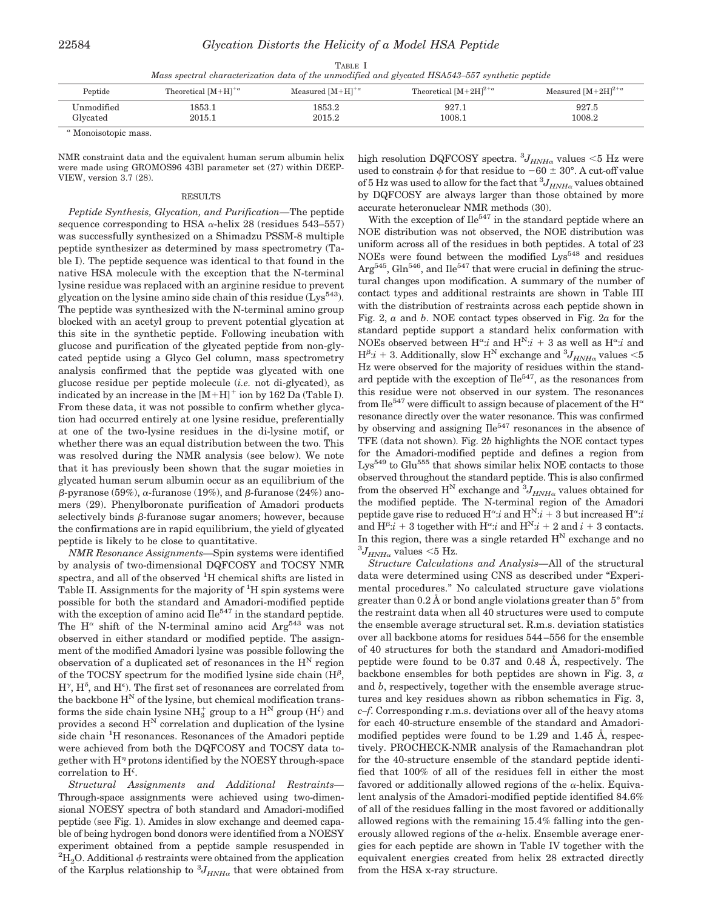TABLE I

*Mass spectral characterization data of the unmodified and glycated HSA543–557 synthetic peptide*

| Peptide | Theoretical $[M+H]^{+a}$ | Measured $[M+H]^{+a}$ | Theoretical $[M+2H]^{2+a}$ | Measured $[M+2H]^{2+a}$ |
|---|---|---|---|---|
| Unmodified | 1853.1 | 1853.2 | 927.1 | 927.5 |
| Glycated | 2015.1 | 2015.2 | 1008.1 | 1008.2 |

[a] Monoisotopic mass.

NMR constraint data and the equivalent human serum albumin helix were made using GROMOS96 43Bl parameter set (27) within DEEP-VIEW, version 3.7 (28).

## RESULTS

*Peptide Synthesis, Glycation, and Purification*—The peptide sequence corresponding to HSA α-helix 28 (residues 543–557) was successfully synthesized on a Shimadzu PSSM-8 multiple peptide synthesizer as determined by mass spectrometry (Table I). The peptide sequence was identical to that found in the native HSA molecule with the exception that the N-terminal lysine residue was replaced with an arginine residue to prevent glycation on the lysine amino side chain of this residue ($Lys^{543}$). The peptide was synthesized with the N-terminal amino group blocked with an acetyl group to prevent potential glycation at this site in the synthetic peptide. Following incubation with glucose and purification of the glycated peptide from non-glycated peptide using a Glyco Gel column, mass spectrometry analysis confirmed that the peptide was glycated with one glucose residue per peptide molecule (*i.e.* not di-glycated), as indicated by an increase in the $[M+H]^+$ ion by 162 Da (Table I). From these data, it was not possible to confirm whether glycation had occurred entirely at one lysine residue, preferentially at one of the two-lysine residues in the di-lysine motif, or whether there was an equal distribution between the two. This was resolved during the NMR analysis (see below). We note that it has previously been shown that the sugar moieties in glycated human serum albumin occur as an equilibrium of the β-pyranose (59%), α-furanose (19%), and β-furanose (24%) anomers (29). Phenylboronate purification of Amadori products selectively binds β-furanose sugar anomers; however, because the confirmations are in rapid equilibrium, the yield of glycated peptide is likely to be close to quantitative.

*NMR Resonance Assignments*—Spin systems were identified by analysis of two-dimensional DQFCOSY and TOCSY NMR spectra, and all of the observed $^1H$ chemical shifts are listed in Table II. Assignments for the majority of $^1H$ spin systems were possible for both the standard and Amadori-modified peptide with the exception of amino acid $Ile^{547}$ in the standard peptide. The $H^\alpha$ shift of the N-terminal amino acid $Arg^{543}$ was not observed in either standard or modified peptide. The assignment of the modified Amadori lysine was possible following the observation of a duplicated set of resonances in the $H^N$ region of the TOCSY spectrum for the modified lysine side chain ($H^\beta$, $H^\gamma$, $H^\delta$, and $H^\epsilon$). The first set of resonances are correlated from the backbone $H^N$ of the lysine, but chemical modification transforms the side chain lysine $NH_3^+$ group to a $H^N$ group ($H^\zeta$) and provides a second $H^N$ correlation and duplication of the lysine side chain $^1H$ resonances. Resonances of the Amadori peptide were achieved from both the DQFCOSY and TOCSY data together with $H^\eta$ protons identified by the NOESY through-space correlation to $H^\zeta$.

*Structural Assignments and Additional Restraints*—Through-space assignments were achieved using two-dimensional NOESY spectra of both standard and Amadori-modified peptide (see Fig. 1). Amides in slow exchange and deemed capable of being hydrogen bond donors were identified from a NOESY experiment obtained from a peptide sample resuspended in $^2H_2O$. Additional $\phi$ restraints were obtained from the application of the Karplus relationship to $^3J_{HNH\alpha}$ that were obtained from high resolution DQFCOSY spectra. $^3J_{HNH\alpha}$ values <5 Hz were used to constrain $\phi$ for that residue to $-60 \pm 30°$. A cut-off value of 5 Hz was used to allow for the fact that $^3J_{HNH\alpha}$ values obtained by DQFCOSY are always larger than those obtained by more accurate heteronuclear NMR methods (30).

With the exception of $Ile^{547}$ in the standard peptide where an NOE distribution was not observed, the NOE distribution was uniform across all of the residues in both peptides. A total of 23 NOEs were found between the modified $Lys^{548}$ and residues $Arg^{545}$, $Gln^{546}$, and $Ile^{547}$ that were crucial in defining the structural changes upon modification. A summary of the number of contact types and additional restraints are shown in Table III with the distribution of restraints across each peptide shown in Fig. 2, *a* and *b*. NOE contact types observed in Fig. 2*a* for the standard peptide support a standard helix conformation with NOEs observed between $H^\alpha$:*i* and $H^N$:*i* + 3 as well as $H^\alpha$:*i* and $H^\beta$:*i* + 3. Additionally, slow $H^N$ exchange and $^3J_{HNH\alpha}$ values <5 Hz were observed for the majority of residues within the standard peptide with the exception of $Ile^{547}$, as the resonances from this residue were not observed in our system. The resonances from $Ile^{547}$ were difficult to assign because of placement of the $H^\alpha$ resonance directly over the water resonance. This was confirmed by observing and assigning $Ile^{547}$ resonances in the absence of TFE (data not shown). Fig. 2*b* highlights the NOE contact types for the Amadori-modified peptide and defines a region from $Lys^{549}$ to $Glu^{555}$ that shows similar helix NOE contacts to those observed throughout the standard peptide. This is also confirmed from the observed $H^N$ exchange and $^3J_{HNH\alpha}$ values obtained for the modified peptide. The N-terminal region of the Amadori peptide gave rise to reduced $H^\alpha$:*i* and $H^N$:*i* + 3 but increased $H^\alpha$:*i* and $H^\beta$:*i* + 3 together with $H^\alpha$:*i* and $H^N$:*i* + 2 and *i* + 3 contacts. In this region, there was a single retarded $H^N$ exchange and no $^3J_{HNH\alpha}$ values <5 Hz.

*Structural Calculations and Analysis*—All of the structural data were determined using CNS as described under "Experimental procedures." No calculated structure gave violations greater than 0.2 Å or bond angle violations greater than 5° from the restraint data when all 40 structures were used to compute the ensemble average structural set. R.m.s. deviation statistics over all backbone atoms for residues 544–556 for the ensemble of 40 structures for both the standard and Amadori-modified peptide were found to be 0.37 and 0.48 Å, respectively. The backbone ensembles for both peptides are shown in Fig. 3, *a* and *b*, respectively, together with the ensemble average structures and key residues shown as ribbon schematics in Fig. 3, *c–f*. Corresponding r.m.s. deviations over all of the heavy atoms for each 40-structure ensemble of the standard and Amadori-modified peptides were found to be 1.29 and 1.45 Å, respectively. PROCHECK-NMR analysis of the Ramachandran plot for the 40-structure ensemble of the standard peptide identified that 100% of all of the residues fell in either the most favored or additionally allowed regions of the α-helix. Equivalent analysis of the Amadori-modified peptide identified 84.6% of all of the residues falling in the most favored or additionally allowed regions with the remaining 15.4% falling into the generously allowed regions of the α-helix. Ensemble average energies for each peptide are shown in Table IV together with the equivalent energies created from helix 28 extracted directly from the HSA x-ray structure.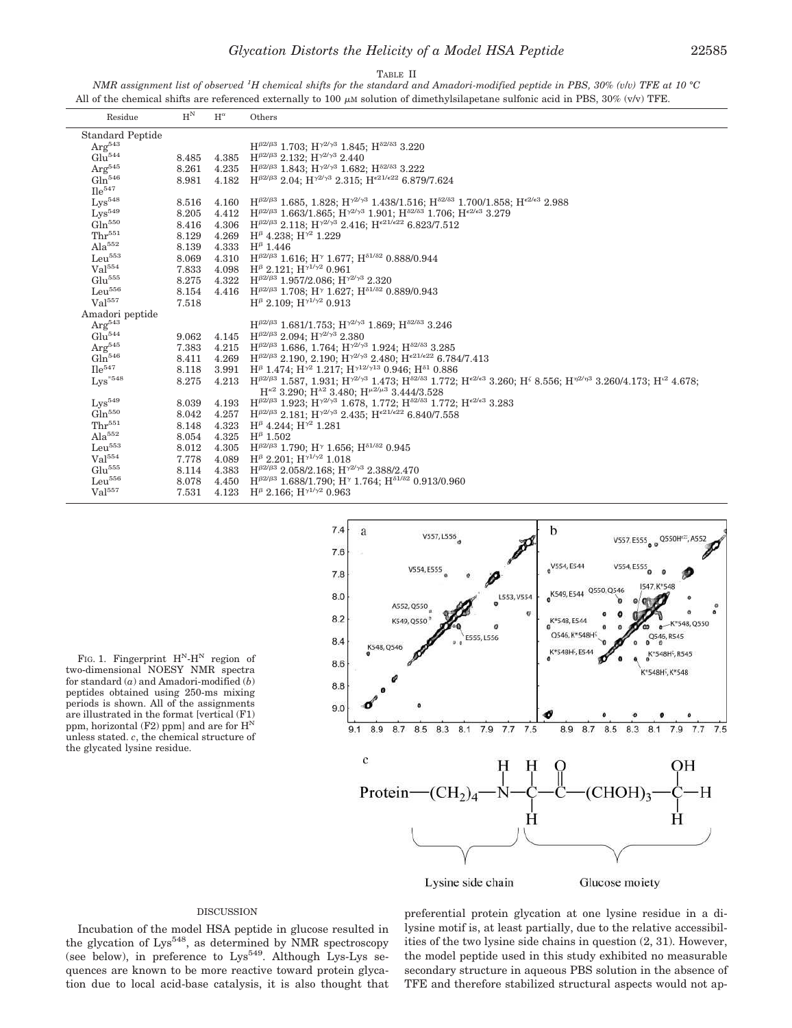TABLE II

*NMR assignment list of observed $^1H$ chemical shifts for the standard and Amadori-modified peptide in PBS, 30% (v/v) TFE at 10 °C*

All of the chemical shifts are referenced externally to 100 μM solution of dimethylsilapetane sulfonic acid in PBS, 30% (v/v) TFE.

| Residue | $H^N$ | $H^\alpha$ | Others |
|---|---|---|---|
| Standard Peptide | | | |
| $Arg^{543}$ | | | $H^{\beta2/\beta3}$ 1.703; $H^{\gamma2/\gamma3}$ 1.845; $H^{\delta2/\delta3}$ 3.220 |
| $Glu^{544}$ | 8.485 | 4.385 | $H^{\beta2/\beta3}$ 2.132; $H^{\gamma2/\gamma3}$ 2.440 |
| $Arg^{545}$ | 8.261 | 4.235 | $H^{\beta2/\beta3}$ 1.843; $H^{\gamma2/\gamma3}$ 1.682; $H^{\delta2/\delta3}$ 3.222 |
| $Gln^{546}$ | 8.981 | 4.182 | $H^{\beta2/\beta3}$ 2.04; $H^{\gamma2/\gamma3}$ 2.315; $H^{\epsilon21/\epsilon22}$ 6.879/7.624 |
| $Ile^{547}$ | | | |
| $Lys^{548}$ | 8.516 | 4.160 | $H^{\beta2/\beta3}$ 1.685, 1.828; $H^{\gamma2/\gamma3}$ 1.438/1.516; $H^{\delta2/\delta3}$ 1.700/1.858; $H^{\epsilon2/\epsilon3}$ 2.988 |
| $Lys^{549}$ | 8.205 | 4.412 | $H^{\beta2/\beta3}$ 1.663/1.865; $H^{\gamma2/\gamma3}$ 1.901; $H^{\delta2/\delta3}$ 1.706; $H^{\epsilon2/\epsilon3}$ 3.279 |
| $Gln^{550}$ | 8.416 | 4.306 | $H^{\beta2/\beta3}$ 2.118; $H^{\gamma2/\gamma3}$ 2.416; $H^{\epsilon21/\epsilon22}$ 6.823/7.512 |
| $Thr^{551}$ | 8.129 | 4.269 | $H^{\beta}$ 4.238; $H^{\gamma2}$ 1.229 |
| $Ala^{552}$ | 8.139 | 4.333 | $H^{\beta}$ 1.446 |
| $Leu^{553}$ | 8.069 | 4.310 | $H^{\beta2/\beta3}$ 1.616; $H^{\gamma}$ 1.677; $H^{\delta1/\delta2}$ 0.888/0.944 |
| $Val^{554}$ | 7.833 | 4.098 | $H^{\beta}$ 2.121; $H^{\gamma1/\gamma2}$ 0.961 |
| $Glu^{555}$ | 8.275 | 4.322 | $H^{\beta2/\beta3}$ 1.957/2.086; $H^{\gamma2/\gamma3}$ 2.320 |
| $Leu^{556}$ | 8.154 | 4.416 | $H^{\beta2/\beta3}$ 1.708; $H^{\gamma}$ 1.627; $H^{\delta1/\delta2}$ 0.889/0.943 |
| $Val^{557}$ | 7.518 | | $H^{\beta}$ 2.109; $H^{\gamma1/\gamma2}$ 0.913 |
| Amadori peptide | | | |
| $Arg^{543}$ | | | $H^{\beta2/\beta3}$ 1.681/1.753; $H^{\gamma2/\gamma3}$ 1.869; $H^{\delta2/\delta3}$ 3.246 |
| $Glu^{544}$ | 9.062 | 4.145 | $H^{\beta2/\beta3}$ 2.094; $H^{\gamma2/\gamma3}$ 2.380 |
| $Arg^{545}$ | 7.383 | 4.215 | $H^{\beta2/\beta3}$ 1.686, 1.764; $H^{\gamma2/\gamma3}$ 1.924; $H^{\delta2/\delta3}$ 3.285 |
| $Gln^{546}$ | 8.411 | 4.269 | $H^{\beta2/\beta3}$ 2.190, 2.190; $H^{\gamma2/\gamma3}$ 2.480; $H^{\epsilon21/\epsilon22}$ 6.784/7.413 |
| $Ile^{547}$ | 8.118 | 3.991 | $H^{\beta}$ 1.474; $H^{\gamma2}$ 1.217; $H^{\gamma12/\gamma13}$ 0.946; $H^{\delta1}$ 0.886 |
| $Lys^{*548}$ | 8.275 | 4.213 | $H^{\beta2/\beta3}$ 1.587, 1.931; $H^{\gamma2/\gamma3}$ 1.473; $H^{\delta2/\delta3}$ 1.772; $H^{\epsilon2/\epsilon3}$ 3.260; $H^{\zeta}$ 8.556; $H^{\eta2/\eta3}$ 3.260/4.173; $H^{\iota2}$ 4.678; $H^{\kappa2}$ 3.290; $H^{\lambda2}$ 3.480; $H^{\mu2/\mu3}$ 3.444/3.528 |
| $Lys^{549}$ | 8.039 | 4.193 | $H^{\beta2/\beta3}$ 1.923; $H^{\gamma2/\gamma3}$ 1.678, 1.772; $H^{\delta2/\delta3}$ 1.772; $H^{\epsilon2/\epsilon3}$ 3.283 |
| $Gln^{550}$ | 8.042 | 4.257 | $H^{\beta2/\beta3}$ 2.181; $H^{\gamma2/\gamma3}$ 2.435; $H^{\epsilon21/\epsilon22}$ 6.840/7.558 |
| $Thr^{551}$ | 8.148 | 4.323 | $H^{\beta}$ 4.244; $H^{\gamma2}$ 1.281 |
| $Ala^{552}$ | 8.054 | 4.325 | $H^{\beta}$ 1.502 |
| $Leu^{553}$ | 8.012 | 4.305 | $H^{\beta2/\beta3}$ 1.790; $H^{\gamma}$ 1.656; $H^{\delta1/\delta2}$ 0.945 |
| $Val^{554}$ | 7.778 | 4.089 | $H^{\beta}$ 2.201; $H^{\gamma1/\gamma2}$ 1.018 |
| $Glu^{555}$ | 8.114 | 4.383 | $H^{\beta2/\beta3}$ 2.058/2.168; $H^{\gamma2/\gamma3}$ 2.388/2.470 |
| $Leu^{556}$ | 8.078 | 4.450 | $H^{\beta2/\beta3}$ 1.688/1.790; $H^{\gamma}$ 1.764; $H^{\delta1/\delta2}$ 0.913/0.960 |
| $Val^{557}$ | 7.531 | 4.123 | $H^{\beta}$ 2.166; $H^{\gamma1/\gamma2}$ 0.963 |

FIG. 1. Fingerprint $H^N$-$H^N$ region of two-dimensional NOESY NMR spectra for standard (*a*) and Amadori-modified (*b*) peptides obtained using 250-ms mixing periods is shown. All of the assignments are illustrated in the format [vertical (F1) ppm, horizontal (F2) ppm] and are for $H^N$ unless stated. *c*, the chemical structure of the glycated lysine residue.

## DISCUSSION

Incubation of the model HSA peptide in glucose resulted in the glycation of $Lys^{548}$, as determined by NMR spectroscopy (see below), in preference to $Lys^{549}$. Although Lys-Lys sequences are known to be more reactive toward protein glycation due to local acid-base catalysis, it is also thought that preferential protein glycation at one lysine residue in a dilysine motif is, at least partially, due to the relative accessibilities of the two lysine side chains in question (2, 31). However, the model peptide used in this study exhibited no measurable secondary structure in aqueous PBS solution in the absence of TFE and therefore stabilized structural aspects would not ap-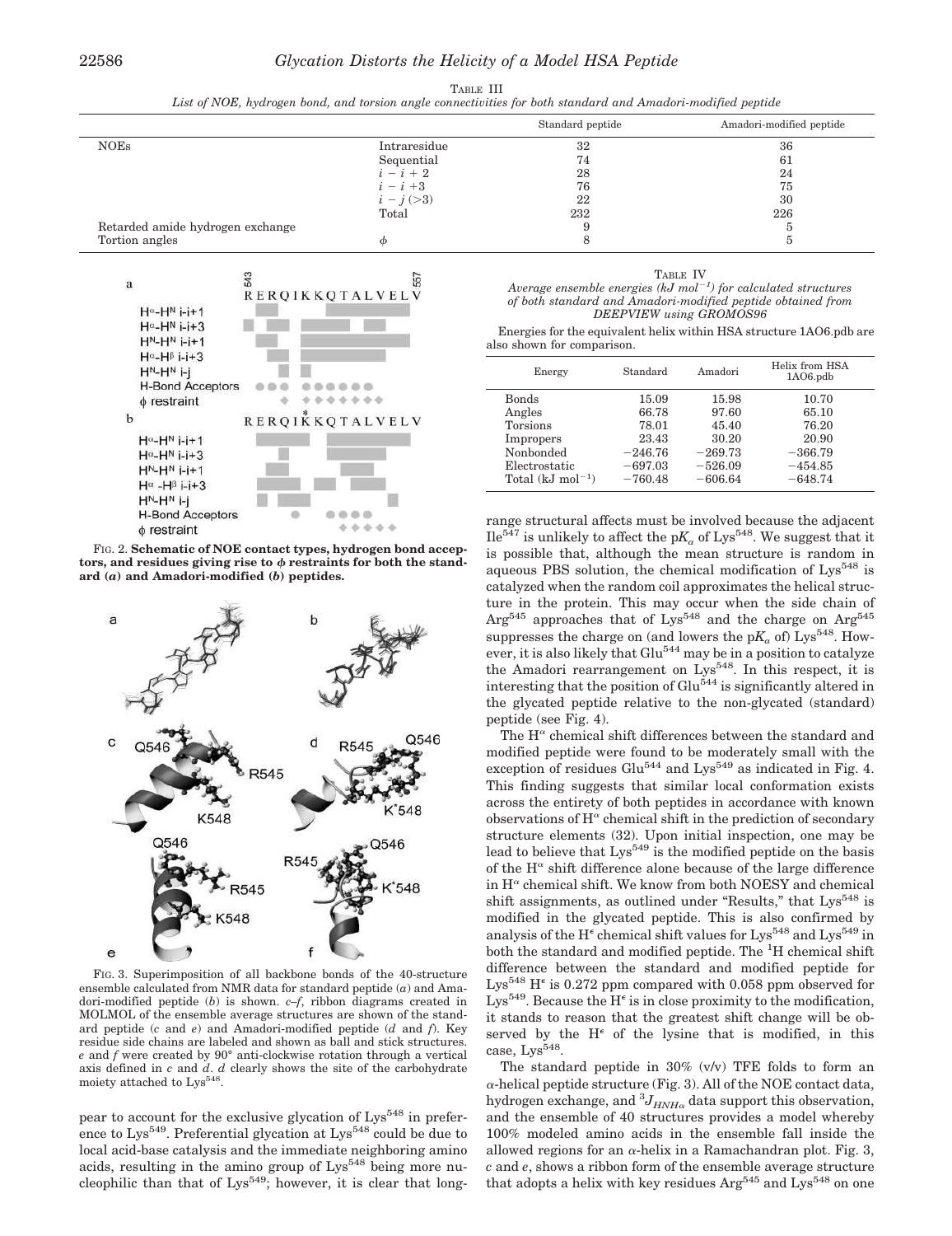TABLE III

*List of NOE, hydrogen bond, and torsion angle connectivities for both standard and Amadori-modified peptide*

| | | Standard peptide | Amadori-modified peptide |
|---|---|---|---|
| NOEs | Intraresidue | 32 | 36 |
| | Sequential | 74 | 61 |
| | $i - i + 2$ | 28 | 24 |
| | $i - i + 3$ | 76 | 75 |
| | $i - j$ (>3) | 22 | 30 |
| | Total | 232 | 226 |
| Retarded amide hydrogen exchange | | 9 | 5 |
| Tortion angles | $\phi$ | 8 | 5 |

FIG. 2. **Schematic of NOE contact types, hydrogen bond acceptors, and residues giving rise to $\phi$ restraints for both the standard (*a*) and Amadori-modified (*b*) peptides.**

FIG. 3. Superimposition of all backbone bonds of the 40-structure ensemble calculated from NMR data for standard peptide (*a*) and Amadori-modified peptide (*b*) is shown. *c–f*, ribbon diagrams created in MOLMOL of the ensemble average structures are shown of the standard peptide (*c* and *e*) and Amadori-modified peptide (*d* and *f*). Key residue side chains are labeled and shown as ball and stick structures. *e* and *f* were created by 90° anti-clockwise rotation through a vertical axis defined in *c* and *d*. *d* clearly shows the site of the carbohydrate moiety attached to Lys[548].

pear to account for the exclusive glycation of Lys[548] in preference to Lys[549]. Preferential glycation at Lys[548] could be due to local acid-base catalysis and the immediate neighboring amino acids, resulting in the amino group of Lys[548] being more nucleophilic than that of Lys[549]; however, it is clear that long-range structural affects must be involved because the adjacent Ile[547] is unlikely to affect the p$K_a$ of Lys[548]. We suggest that it is possible that, although the mean structure is random in aqueous PBS solution, the chemical modification of Lys[548] is catalyzed when the random coil approximates the helical structure in the protein. This may occur when the side chain of Arg[545] approaches that of Lys[548] and the charge on Arg[545] suppresses the charge on (and lowers the p$K_a$ of) Lys[548]. However, it is also likely that Glu[544] may be in a position to catalyze the Amadori rearrangement on Lys[548]. In this respect, it is interesting that the position of Glu[544] is significantly altered in the glycated peptide relative to the non-glycated (standard) peptide (see Fig. 4).

TABLE IV

*Average ensemble energies (kJ mol$^{-1}$) for calculated structures of both standard and Amadori-modified peptide obtained from DEEPVIEW using GROMOS96*

Energies for the equivalent helix within HSA structure 1AO6.pdb are also shown for comparison.

| Energy | Standard | Amadori | Helix from HSA 1AO6.pdb |
|---|---|---|---|
| Bonds | 15.09 | 15.98 | 10.70 |
| Angles | 66.78 | 97.60 | 65.10 |
| Torsions | 78.01 | 45.40 | 76.20 |
| Impropers | 23.43 | 30.20 | 20.90 |
| Nonbonded | −246.76 | −269.73 | −366.79 |
| Electrostatic | −697.03 | −526.09 | −454.85 |
| Total (kJ mol$^{-1}$) | −760.48 | −606.64 | −648.74 |

The H$^{\alpha}$ chemical shift differences between the standard and modified peptide were found to be moderately small with the exception of residues Glu[544] and Lys[549] as indicated in Fig. 4. This finding suggests that similar local conformation exists across the entirety of both peptides in accordance with known observations of H$^{\alpha}$ chemical shift in the prediction of secondary structure elements (32). Upon initial inspection, one may be lead to believe that Lys[549] is the modified peptide on the basis of the H$^{\alpha}$ shift difference alone because of the large difference in H$^{\alpha}$ chemical shift. We know from both NOESY and chemical shift assignments, as outlined under "Results," that Lys[548] is modified in the glycated peptide. This is also confirmed by analysis of the H$^{\epsilon}$ chemical shift values for Lys[548] and Lys[549] in both the standard and modified peptide. The $^1$H chemical shift difference between the standard and modified peptide for Lys[548] H$^{\epsilon}$ is 0.272 ppm compared with 0.058 ppm observed for Lys[549]. Because the H$^{\epsilon}$ is in close proximity to the modification, it stands to reason that the greatest shift change will be observed by the H$^{\epsilon}$ of the lysine that is modified, in this case, Lys[548].

The standard peptide in 30% (v/v) TFE folds to form an $\alpha$-helical peptide structure (Fig. 3). All of the NOE contact data, hydrogen exchange, and $^3J_{HNH\alpha}$ data support this observation, and the ensemble of 40 structures provides a model whereby 100% modeled amino acids in the ensemble fall inside the allowed regions for an $\alpha$-helix in a Ramachandran plot. Fig. 3, *c* and *e*, shows a ribbon form of the ensemble average structure that adopts a helix with key residues Arg[545] and Lys[548] on one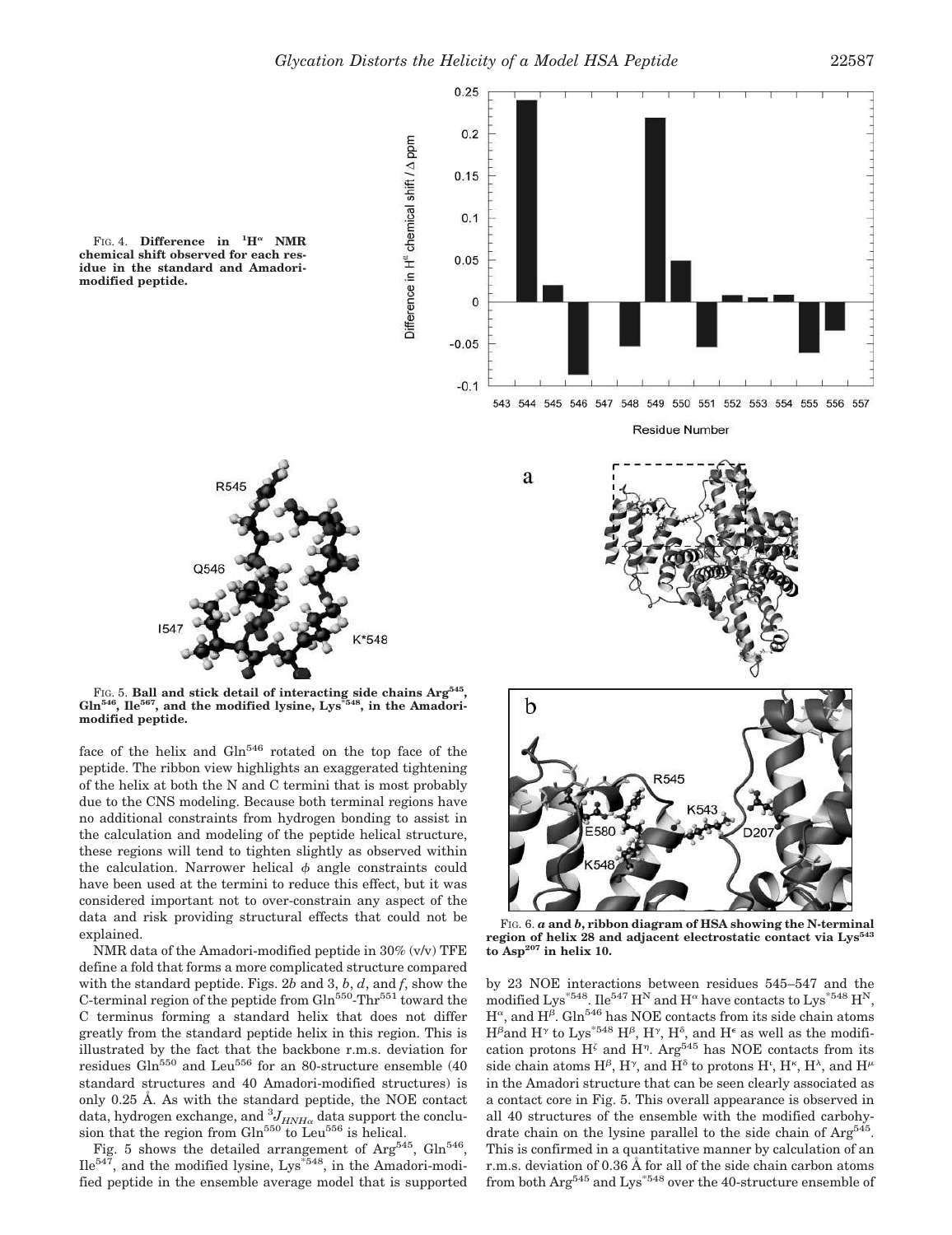FIG. 4. **Difference in $^1H^\alpha$ NMR chemical shift observed for each residue in the standard and Amadori-modified peptide.**

FIG. 5. **Ball and stick detail of interacting side chains Arg[545], Gln[546], Ile[567], and the modified lysine, Lys*[548], in the Amadori-modified peptide.**

FIG. 6. ***a* and *b*, ribbon diagram of HSA showing the N-terminal region of helix 28 and adjacent electrostatic contact via Lys[543] to Asp[207] in helix 10.**

face of the helix and Gln[546] rotated on the top face of the peptide. The ribbon view highlights an exaggerated tightening of the helix at both the N and C termini that is most probably due to the CNS modeling. Because both terminal regions have no additional constraints from hydrogen bonding to assist in the calculation and modeling of the peptide helical structure, these regions will tend to tighten slightly as observed within the calculation. Narrower helical $\phi$ angle constraints could have been used at the termini to reduce this effect, but it was considered important not to over-constrain any aspect of the data and risk providing structural effects that could not be explained.

NMR data of the Amadori-modified peptide in 30% (v/v) TFE define a fold that forms a more complicated structure compared with the standard peptide. Figs. 2*b* and 3, *b*, *d*, and *f*, show the C-terminal region of the peptide from Gln[550]-Thr[551] toward the C terminus forming a standard helix that does not differ greatly from the standard peptide helix in this region. This is illustrated by the fact that the backbone r.m.s. deviation for residues Gln[550] and Leu[556] for an 80-structure ensemble (40 standard structures and 40 Amadori-modified structures) is only 0.25 Å. As with the standard peptide, the NOE contact data, hydrogen exchange, and $^3J_{HNH\alpha}$ data support the conclusion that the region from Gln[550] to Leu[556] is helical.

Fig. 5 shows the detailed arrangement of Arg[545], Gln[546], Ile[547], and the modified lysine, Lys*[548], in the Amadori-modified peptide in the ensemble average model that is supported by 23 NOE interactions between residues 545–547 and the modified Lys*[548]. Ile[547] $H^N$ and $H^\alpha$ have contacts to Lys*[548] $H^N$, $H^\alpha$, and $H^\beta$. Gln[546] has NOE contacts from its side chain atoms $H^\beta$ and $H^\gamma$ to Lys*[548] $H^\beta$, $H^\gamma$, $H^\delta$, and $H^\epsilon$ as well as the modification protons $H^\zeta$ and $H^\eta$. Arg[545] has NOE contacts from its side chain atoms $H^\beta$, $H^\gamma$, and $H^\delta$ to protons $H^\iota$, $H^\kappa$, $H^\lambda$, and $H^\mu$ in the Amadori structure that can be seen clearly associated as a contact core in Fig. 5. This overall appearance is observed in all 40 structures of the ensemble with the modified carbohydrate chain on the lysine parallel to the side chain of Arg[545]. This is confirmed in a quantitative manner by calculation of an r.m.s. deviation of 0.36 Å for all of the side chain carbon atoms from both Arg[545] and Lys*[548] over the 40-structure ensemble of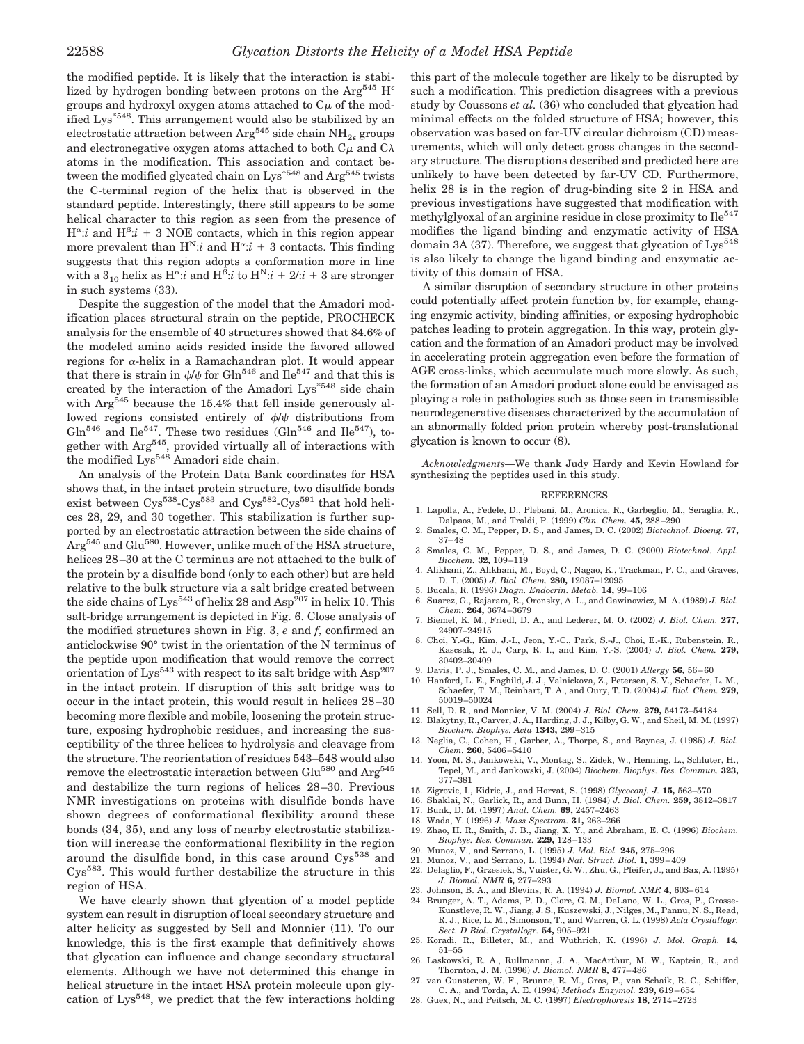the modified peptide. It is likely that the interaction is stabilized by hydrogen bonding between protons on the $Arg^{545}$ $H^{\epsilon}$ groups and hydroxyl oxygen atoms attached to $C\mu$ of the modified $Lys^{*548}$. This arrangement would also be stabilized by an electrostatic attraction between $Arg^{545}$ side chain $NH_{2\epsilon}$ groups and electronegative oxygen atoms attached to both $C\mu$ and $C\lambda$ atoms in the modification. This association and contact between the modified glycated chain on $Lys^{*548}$ and $Arg^{545}$ twists the C-terminal region of the helix that is observed in the standard peptide. Interestingly, there still appears to be some helical character to this region as seen from the presence of $H^{\alpha}$:*i* and $H^{\beta}$:*i* + 3 NOE contacts, which in this region appear more prevalent than $H^{N}$:*i* and $H^{\alpha}$:*i* + 3 contacts. This finding suggests that this region adopts a conformation more in line with a $3_{10}$ helix as $H^{\alpha}$:*i* and $H^{\beta}$:*i* to $H^{N}$:*i* + 2/:*i* + 3 are stronger in such systems (33).

Despite the suggestion of the model that the Amadori modification places structural strain on the peptide, PROCHECK analysis for the ensemble of 40 structures showed that 84.6% of the modeled amino acids resided inside the favored allowed regions for $\alpha$-helix in a Ramachandran plot. It would appear that there is strain in $\phi/\psi$ for $Gln^{546}$ and $Ile^{547}$ and that this is created by the interaction of the Amadori $Lys^{*548}$ side chain with $Arg^{545}$ because the 15.4% that fell inside generously allowed regions consisted entirely of $\phi/\psi$ distributions from $Gln^{546}$ and $Ile^{547}$. These two residues ($Gln^{546}$ and $Ile^{547}$), together with $Arg^{545}$, provided virtually all of interactions with the modified $Lys^{548}$ Amadori side chain.

An analysis of the Protein Data Bank coordinates for HSA shows that, in the intact protein structure, two disulfide bonds exist between $Cys^{538}$-$Cys^{583}$ and $Cys^{582}$-$Cys^{591}$ that hold helices 28, 29, and 30 together. This stabilization is further supported by an electrostatic attraction between the side chains of $Arg^{545}$ and $Glu^{580}$. However, unlike much of the HSA structure, helices 28–30 at the C terminus are not attached to the bulk of the protein by a disulfide bond (only to each other) but are held relative to the bulk structure via a salt bridge created between the side chains of $Lys^{543}$ of helix 28 and $Asp^{207}$ in helix 10. This salt-bridge arrangement is depicted in Fig. 6. Close analysis of the modified structures shown in Fig. 3, *e* and *f*, confirmed an anticlockwise 90° twist in the orientation of the N terminus of the peptide upon modification that would remove the correct orientation of $Lys^{543}$ with respect to its salt bridge with $Asp^{207}$ in the intact protein. If disruption of this salt bridge was to occur in the intact protein, this would result in helices 28–30 becoming more flexible and mobile, loosening the protein structure, exposing hydrophobic residues, and increasing the susceptibility of the three helices to hydrolysis and cleavage from the structure. The reorientation of residues 543–548 would also remove the electrostatic interaction between $Glu^{580}$ and $Arg^{545}$ and destabilize the turn regions of helices 28–30. Previous NMR investigations on proteins with disulfide bonds have shown degrees of conformational flexibility around these bonds (34, 35), and any loss of nearby electrostatic stabilization will increase the conformational flexibility in the region around the disulfide bond, in this case around $Cys^{538}$ and $Cys^{583}$. This would further destabilize the structure in this region of HSA.

We have clearly shown that glycation of a model peptide system can result in disruption of local secondary structure and alter helicity as suggested by Sell and Monnier (11). To our knowledge, this is the first example that definitively shows that glycation can influence and change secondary structural elements. Although we have not determined this change in helical structure in the intact HSA protein molecule upon glycation of $Lys^{548}$, we predict that the few interactions holding this part of the molecule together are likely to be disrupted by such a modification. This prediction disagrees with a previous study by Coussons *et al.* (36) who concluded that glycation had minimal effects on the folded structure of HSA; however, this observation was based on far-UV circular dichroism (CD) measurements, which will only detect gross changes in the secondary structure. The disruptions described and predicted here are unlikely to have been detected by far-UV CD. Furthermore, helix 28 is in the region of drug-binding site 2 in HSA and previous investigations have suggested that modification with methylglyoxal of an arginine residue in close proximity to $Ile^{547}$ modifies the ligand binding and enzymatic activity of HSA domain 3A (37). Therefore, we suggest that glycation of $Lys^{548}$ is also likely to change the ligand binding and enzymatic activity of this domain of HSA.

A similar disruption of secondary structure in other proteins could potentially affect protein function by, for example, changing enzymatic activity, binding affinities, or exposing hydrophobic patches leading to protein aggregation. In this way, protein glycation and the formation of an Amadori product may be involved in accelerating protein aggregation even before the formation of AGE cross-links, which accumulate much more slowly. As such, the formation of an Amadori product alone could be envisaged as playing a role in pathologies such as those seen in transmissible neurodegenerative diseases characterized by the accumulation of an abnormally folded prion protein whereby post-translational glycation is known to occur (8).

*Acknowledgments*—We thank Judy Hardy and Kevin Howland for synthesizing the peptides used in this study.

## REFERENCES

1. Lapolla, A., Fedele, D., Plebani, M., Aronica, R., Garbeglio, M., Seraglia, R., Dalpaos, M., and Traldi, P. (1999) *Clin. Chem.* **45,** 288–290
2. Smales, C. M., Pepper, D. S., and James, D. C. (2002) *Biotechnol. Bioeng.* **77,** 37–48
3. Smales, C. M., Pepper, D. S., and James, D. C. (2000) *Biotechnol. Appl. Biochem.* **32,** 109–119
4. Alikhani, Z., Alikhani, M., Boyd, C., Nagao, K., Trackman, P. C., and Graves, D. T. (2005) *J. Biol. Chem.* **280,** 12087–12095
5. Bucala, R. (1996) *Diagn. Endocrin. Metab.* **14,** 99–106
6. Suarez, G., Rajaram, R., Oronsky, A. L., and Gawinowicz, M. A. (1989) *J. Biol. Chem.* **264,** 3674–3679
7. Biemel, K. M., Friedl, D. A., and Lederer, M. O. (2002) *J. Biol. Chem.* **277,** 24907–24915
8. Choi, Y.-G., Kim, J.-I., Jeon, Y.-C., Park, S.-J., Choi, E.-K., Rubenstein, R., Kascsak, R. J., Carp, R. I., and Kim, Y.-S. (2004) *J. Biol. Chem.* **279,** 30402–30409
9. Davis, P. J., Smales, C. M., and James, D. C. (2001) *Allergy* **56,** 56–60
10. Hanford, L. E., Enghild, J. J., Valnickova, Z., Petersen, S. V., Schaefer, L. M., Schaefer, T. M., Reinhart, T. A., and Oury, T. D. (2004) *J. Biol. Chem.* **279,** 50019–50024
11. Sell, D. R., and Monnier, V. M. (2004) *J. Biol. Chem.* **279,** 54173–54184
12. Blakytny, R., Carver, J. A., Harding, J. J., Kilby, G. W., and Sheil, M. M. (1997) *Biochim. Biophys. Acta* **1343,** 299–315
13. Neglia, C., Cohen, H., Garber, A., Thorpe, S., and Baynes, J. (1985) *J. Biol. Chem.* **260,** 5406–5410
14. Yoon, M. S., Jankowski, V., Montag, S., Zidek, W., Henning, L., Schluter, H., Tepel, M., and Jankowski, J. (2004) *Biochem. Biophys. Res. Commun.* **323,** 377–381
15. Zigrovic, I., Kidric, J., and Horvat, S. (1998) *Glycoconj. J.* **15,** 563–570
16. Shaklai, N., Garlick, R., and Bunn, H. (1984) *J. Biol. Chem.* **259,** 3812–3817
17. Bunk, D. M. (1997) *Anal. Chem.* **69,** 2457–2463
18. Wada, Y. (1996) *J. Mass Spectrom.* **31,** 263–266
19. Zhao, H. R., Smith, J. B., Jiang, X. Y., and Abraham, E. C. (1996) *Biochem. Biophys. Res. Commun.* **229,** 128–133
20. Munoz, V., and Serrano, L. (1995) *J. Mol. Biol.* **245,** 275–296
21. Munoz, V., and Serrano, L. (1994) *Nat. Struct. Biol.* **1,** 399–409
22. Delaglio, F., Grzesiek, S., Vuister, G. W., Zhu, G., Pfeifer, J., and Bax, A. (1995) *J. Biomol. NMR* **6,** 277–293
23. Johnson, B. A., and Blevins, R. A. (1994) *J. Biomol. NMR* **4,** 603–614
24. Brunger, A. T., Adams, P. D., Clore, G. M., DeLano, W. L., Gros, P., Grosse-Kunstleve, R. W., Jiang, J. S., Kuszewski, J., Nilges, M., Pannu, N. S., Read, R. J., Rice, L. M., Simonson, T., and Warren, G. L. (1998) *Acta Crystallogr. Sect. D Biol. Crystallogr.* **54,** 905–921
25. Koradi, R., Billeter, M., and Wuthrich, K. (1996) *J. Mol. Graph.* **14,** 51–55
26. Laskowski, R. A., Rullmannn, J. A., MacArthur, M. W., Kaptein, R., and Thornton, J. M. (1996) *J. Biomol. NMR* **8,** 477–486
27. van Gunsteren, W. F., Brunne, R. M., Gros, P., van Schaik, R. C., Schiffer, C. A., and Torda, A. E. (1994) *Methods Enzymol.* **239,** 619–654
28. Guex, N., and Peitsch, M. C. (1997) *Electrophoresis* **18,** 2714–2723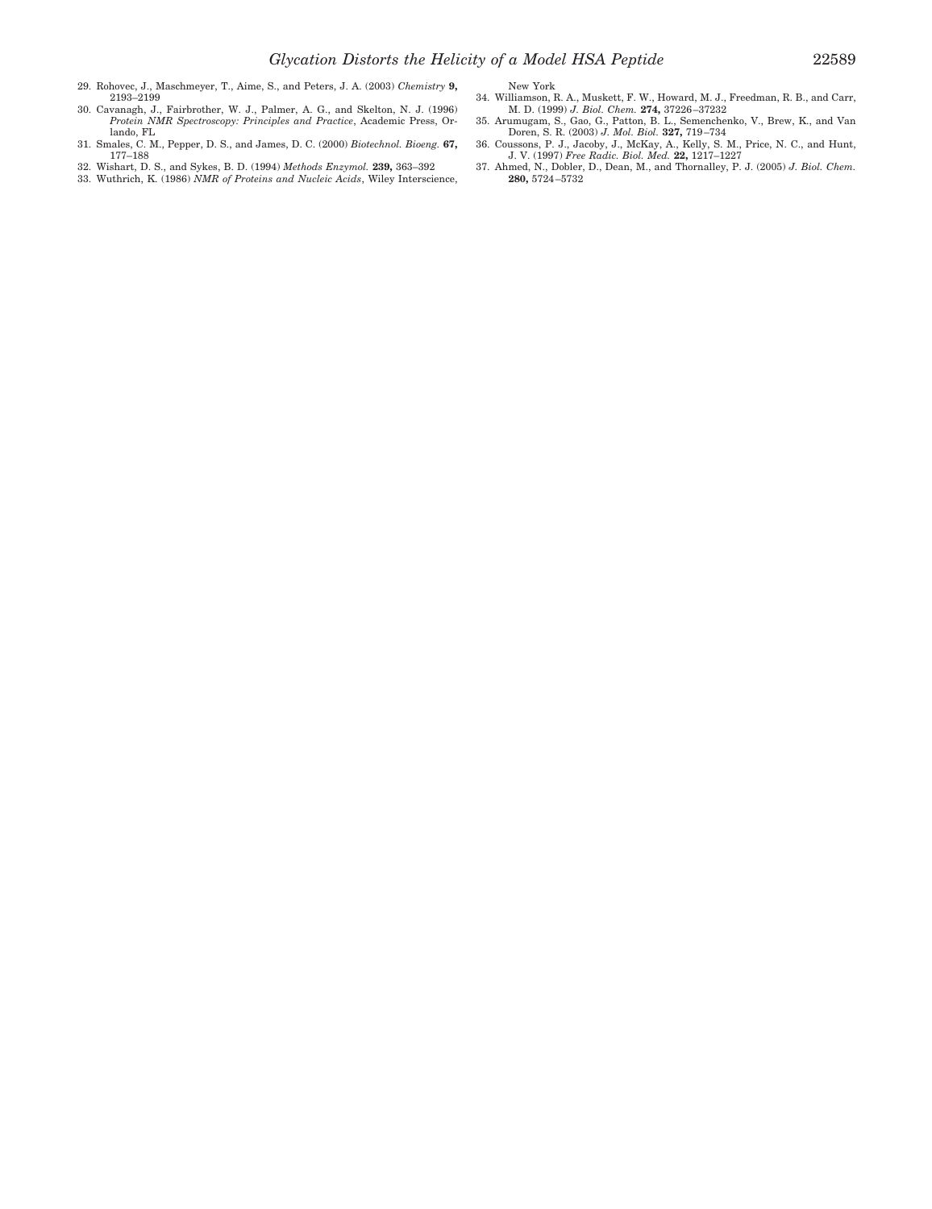29. Rohovec, J., Maschmeyer, T., Aime, S., and Peters, J. A. (2003) *Chemistry* **9,** 2193–2199
30. Cavanagh, J., Fairbrother, W. J., Palmer, A. G., and Skelton, N. J. (1996) *Protein NMR Spectroscopy: Principles and Practice*, Academic Press, Orlando, FL
31. Smales, C. M., Pepper, D. S., and James, D. C. (2000) *Biotechnol. Bioeng.* **67,** 177–188
32. Wishart, D. S., and Sykes, B. D. (1994) *Methods Enzymol.* **239,** 363–392
33. Wuthrich, K. (1986) *NMR of Proteins and Nucleic Acids*, Wiley Interscience, New York
34. Williamson, R. A., Muskett, F. W., Howard, M. J., Freedman, R. B., and Carr, M. D. (1999) *J. Biol. Chem.* **274,** 37226–37232
35. Arumugam, S., Gao, G., Patton, B. L., Semenchenko, V., Brew, K., and Van Doren, S. R. (2003) *J. Mol. Biol.* **327,** 719–734
36. Coussons, P. J., Jacoby, J., McKay, A., Kelly, S. M., Price, N. C., and Hunt, J. V. (1997) *Free Radic. Biol. Med.* **22,** 1217–1227
37. Ahmed, N., Dobler, D., Dean, M., and Thornalley, P. J. (2005) *J. Biol. Chem.* **280,** 5724–5732